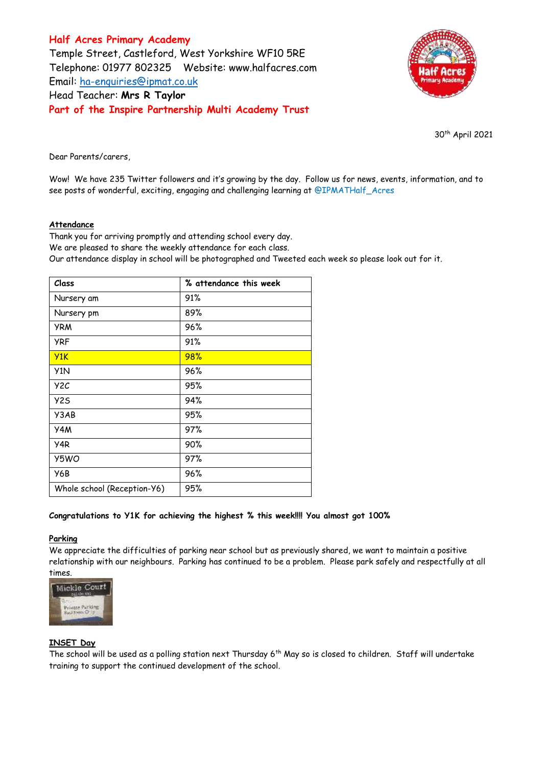**Half Acres Primary Academy**
Temple Street, Castleford, West Yorkshire WF10 5RE
Telephone: 01977 802325 Website: www.halfacres.com
Email: ha-enquiries@ipmat.co.uk
Head Teacher: **Mrs R Taylor**
**Part of the Inspire Partnership Multi Academy Trust**

30th April 2021

Dear Parents/carers,

Wow! We have 235 Twitter followers and it's growing by the day. Follow us for news, events, information, and to see posts of wonderful, exciting, engaging and challenging learning at @IPMATHalf_Acres

## Attendance

Thank you for arriving promptly and attending school every day.
We are pleased to share the weekly attendance for each class.
Our attendance display in school will be photographed and Tweeted each week so please look out for it.

| Class | % attendance this week |
|---|---|
| Nursery am | 91% |
| Nursery pm | 89% |
| YRM | 96% |
| YRF | 91% |
| Y1K | 98% |
| Y1N | 96% |
| Y2C | 95% |
| Y2S | 94% |
| Y3AB | 95% |
| Y4M | 97% |
| Y4R | 90% |
| Y5WO | 97% |
| Y6B | 96% |
| Whole school (Reception-Y6) | 95% |

**Congratulations to Y1K for achieving the highest % this week!!!! You almost got 100%**

## Parking

We appreciate the difficulties of parking near school but as previously shared, we want to maintain a positive relationship with our neighbours. Parking has continued to be a problem. Please park safely and respectfully at all times.

## INSET Day

The school will be used as a polling station next Thursday 6th May so is closed to children. Staff will undertake training to support the continued development of the school.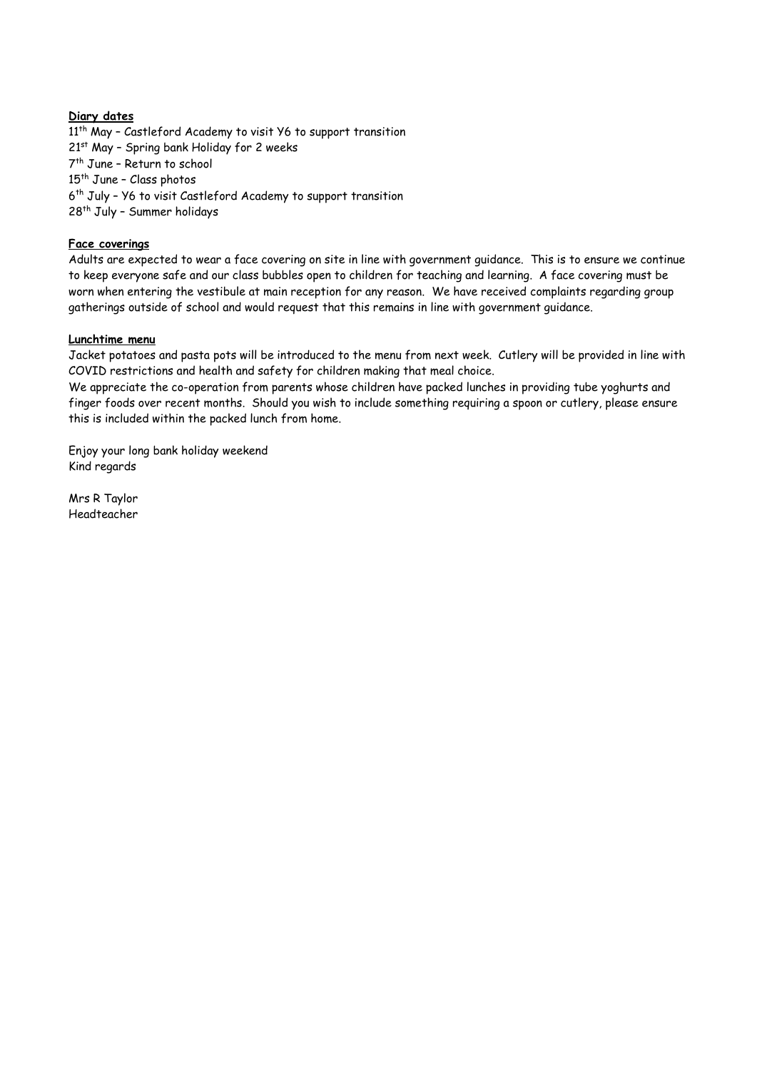**Diary dates**

11th May – Castleford Academy to visit Y6 to support transition
21st May – Spring bank Holiday for 2 weeks
7th June – Return to school
15th June – Class photos
6th July – Y6 to visit Castleford Academy to support transition
28th July – Summer holidays

**Face coverings**

Adults are expected to wear a face covering on site in line with government guidance. This is to ensure we continue to keep everyone safe and our class bubbles open to children for teaching and learning. A face covering must be worn when entering the vestibule at main reception for any reason. We have received complaints regarding group gatherings outside of school and would request that this remains in line with government guidance.

**Lunchtime menu**

Jacket potatoes and pasta pots will be introduced to the menu from next week. Cutlery will be provided in line with COVID restrictions and health and safety for children making that meal choice.
We appreciate the co-operation from parents whose children have packed lunches in providing tube yoghurts and finger foods over recent months. Should you wish to include something requiring a spoon or cutlery, please ensure this is included within the packed lunch from home.

Enjoy your long bank holiday weekend
Kind regards

Mrs R Taylor
Headteacher